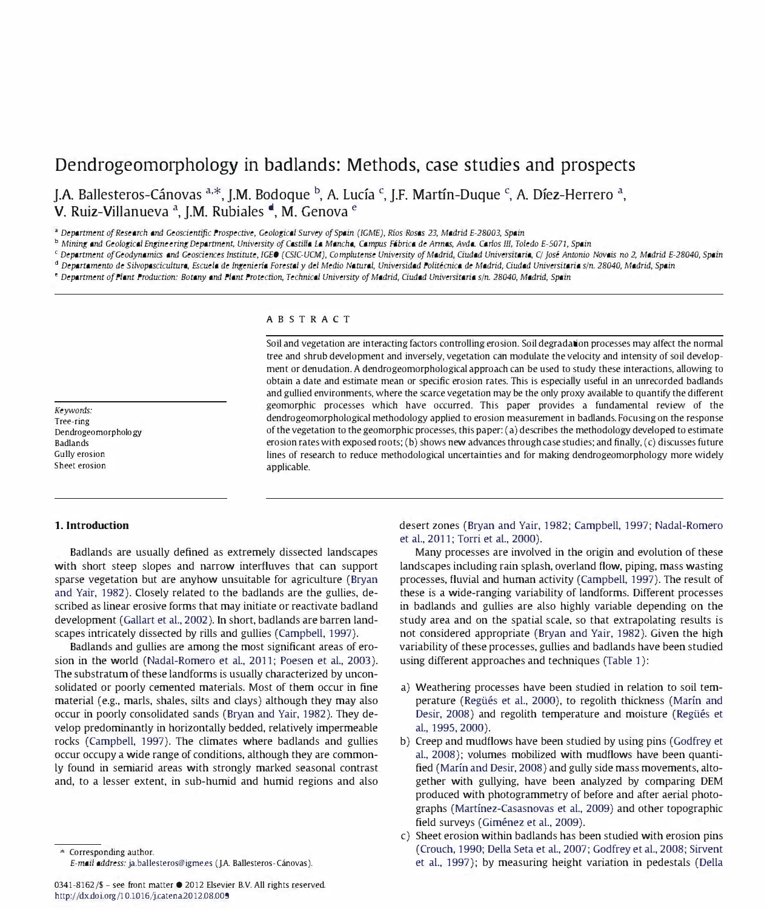# Dendrogeomorphology in badlands: Methods, case studies and prospects

J.A. Ballesteros-Cánovas [a,*], J.M. Bodoque [b], A. Lucía [c], J.F. Martín-Duque [c], A. Díez-Herrero [a], V. Ruiz-Villanueva [a], J.M. Rubiales [d], M. Genova [e]

[a] Department of Research and Geoscientific Prospective, Geological Survey of Spain (IGME), Ríos Rosas 23, Madrid E-28003, Spain

[b] Mining and Geological Engineering Department, University of Castilla La Mancha, Campus Fábrica de Armas, Avda. Carlos III, Toledo E-5071, Spain

[c] Department of Geodynamics and Geosciences Institute, IGEO (CSIC-UCM), Complutense University of Madrid, Ciudad Universitaria, C/ José Antonio Novais no 2, Madrid E-28040, Spain

[d] Departamento de Silvopascicultura, Escuela de Ingeniería Forestal y del Medio Natural, Universidad Politécnica de Madrid, Ciudad Universitaria s/n. 28040, Madrid, Spain

[e] Department of Plant Production: Botany and Plant Protection, Technical University of Madrid, Ciudad Universitaria s/n. 28040, Madrid, Spain

*Keywords:*
Tree-ring
Dendrogeomorphology
Badlands
Gully erosion
Sheet erosion

## ABSTRACT

Soil and vegetation are interacting factors controlling erosion. Soil degradation processes may affect the normal tree and shrub development and inversely, vegetation can modulate the velocity and intensity of soil development or denudation. A dendrogeomorphological approach can be used to study these interactions, allowing to obtain a date and estimate mean or specific erosion rates. This is especially useful in an unrecorded badlands and gullied environments, where the scarce vegetation may be the only proxy available to quantify the different geomorphic processes which have occurred. This paper provides a fundamental review of the dendrogeomorphological methodology applied to erosion measurement in badlands. Focusing on the response of the vegetation to the geomorphic processes, this paper: (a) describes the methodology developed to estimate erosion rates with exposed roots; (b) shows new advances through case studies; and finally, (c) discusses future lines of research to reduce methodological uncertainties and for making dendrogeomorphology more widely applicable.

## 1. Introduction

Badlands are usually defined as extremely dissected landscapes with short steep slopes and narrow interfluves that can support sparse vegetation but are anyhow unsuitable for agriculture (Bryan and Yair, 1982). Closely related to the badlands are the gullies, described as linear erosive forms that may initiate or reactivate badland development (Gallart et al., 2002). In short, badlands are barren landscapes intricately dissected by rills and gullies (Campbell, 1997).

Badlands and gullies are among the most significant areas of erosion in the world (Nadal-Romero et al., 2011; Poesen et al., 2003). The substratum of these landforms is usually characterized by unconsolidated or poorly cemented materials. Most of them occur in fine material (e.g., marls, shales, silts and clays) although they may also occur in poorly consolidated sands (Bryan and Yair, 1982). They develop predominantly in horizontally bedded, relatively impermeable rocks (Campbell, 1997). The climates where badlands and gullies occur occupy a wide range of conditions, although they are commonly found in semiarid areas with strongly marked seasonal contrast and, to a lesser extent, in sub-humid and humid regions and also desert zones (Bryan and Yair, 1982; Campbell, 1997; Nadal-Romero et al., 2011; Torri et al., 2000).

Many processes are involved in the origin and evolution of these landscapes including rain splash, overland flow, piping, mass wasting processes, fluvial and human activity (Campbell, 1997). The result of these is a wide-ranging variability of landforms. Different processes in badlands and gullies are also highly variable depending on the study area and on the spatial scale, so that extrapolating results is not considered appropriate (Bryan and Yair, 1982). Given the high variability of these processes, gullies and badlands have been studied using different approaches and techniques (Table 1):

a) Weathering processes have been studied in relation to soil temperature (Regüés et al., 2000), to regolith thickness (Marín and Desir, 2008) and regolith temperature and moisture (Regüés et al., 1995, 2000).
b) Creep and mudflows have been studied by using pins (Godfrey et al., 2008); volumes mobilized with mudflows have been quantified (Marín and Desir, 2008) and gully side mass movements, altogether with gullying, have been analyzed by comparing DEM produced with photogrammetry of before and after aerial photographs (Martínez-Casasnovas et al., 2009) and other topographic field surveys (Giménez et al., 2009).
c) Sheet erosion within badlands has been studied with erosion pins (Crouch, 1990; Della Seta et al., 2007; Godfrey et al., 2008; Sirvent et al., 1997); by measuring height variation in pedestals (Della

\* Corresponding author.
*E-mail address:* ja.ballesteros@igme.es (J.A. Ballesteros-Cánovas).

0341-8162/$ – see front matter © 2012 Elsevier B.V. All rights reserved.
http://dx.doi.org/10.1016/j.catena.2012.08.009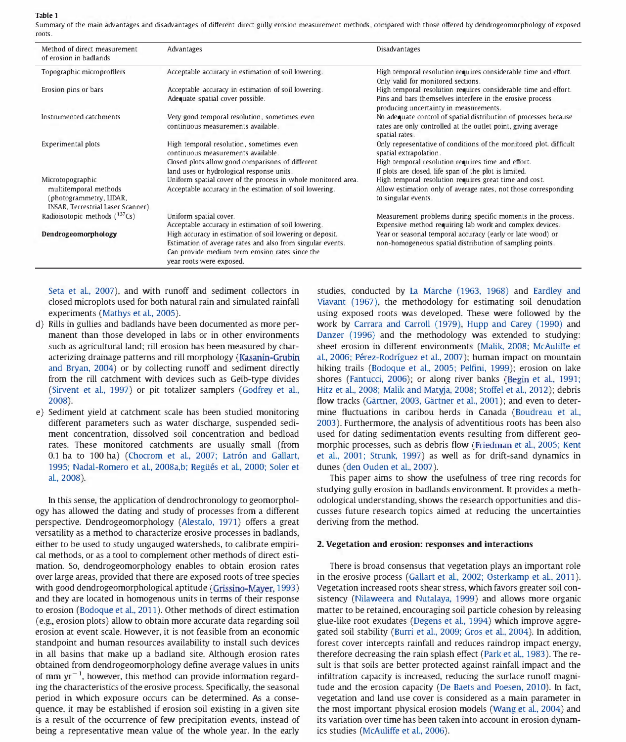**Table 1**
Summary of the main advantages and disadvantages of different direct gully erosion measurement methods, compared with those offered by dendrogeomorphology of exposed roots.

| Method of direct measurement of erosion in badlands | Advantages | Disadvantages |
| --- | --- | --- |
| Topographic microprofilers | Acceptable accuracy in estimation of soil lowering. | High temporal resolution requires considerable time and effort. Only valid for monitored sections. |
| Erosion pins or bars | Acceptable accuracy in estimation of soil lowering. Adequate spatial cover possible. | High temporal resolution requires considerable time and effort. Pins and bars themselves interfere in the erosive process producing uncertainty in measurements. |
| Instrumented catchments | Very good temporal resolution, sometimes even continuous measurements available. | No adequate control of spatial distribution of processes because rates are only controlled at the outlet point, giving average spatial rates. |
| Experimental plots | High temporal resolution, sometimes even continuous measurements available. Closed plots allow good comparisons of different land uses or hydrological response units. | Only representative of conditions of the monitored plot, difficult spatial extrapolation. High temporal resolution requires time and effort. If plots are closed, life span of the plot is limited. |
| Microtopographic multitemporal methods (photogrammetry, LIDAR, INSAR, Terrestrial Laser Scanner) | Uniform spatial cover of the process in whole monitored area. Acceptable accuracy in the estimation of soil lowering. | High temporal resolution requires great time and cost. Allow estimation only of average rates, not those corresponding to singular events. |
| Radioisotopic methods ($^{137}Cs$) | Uniform spatial cover. Acceptable accuracy in estimation of soil lowering. | Measurement problems during specific moments in the process. Expensive method requiring lab work and complex devices. |
| **Dendrogeomorphology** | High accuracy in estimation of soil lowering or deposit. Estimation of average rates and also from singular events. Can provide medium term erosion rates since the year roots were exposed. | Year or seasonal temporal accuracy (early or late wood) or non-homogeneous spatial distribution of sampling points. |

Seta et al., 2007), and with runoff and sediment collectors in closed microplots used for both natural rain and simulated rainfall experiments (Mathys et al., 2005).

d) Rills in gullies and badlands have been documented as more permanent than those developed in labs or in other environments such as agricultural land; rill erosion has been measured by characterizing drainage patterns and rill morphology (Kasanin-Grubin and Bryan, 2004) or by collecting runoff and sediment directly from the rill catchment with devices such as Geib-type divides (Sirvent et al., 1997) or pit totalizer samplers (Godfrey et al., 2008).

e) Sediment yield at catchment scale has been studied monitoring different parameters such as water discharge, suspended sediment concentration, dissolved soil concentration and bedload rates. These monitored catchments are usually small (from 0.1 ha to 100 ha) (Chocrom et al., 2007; Latrón and Gallart, 1995; Nadal-Romero et al., 2008a,b; Regüés et al., 2000; Soler et al., 2008).

In this sense, the application of dendrochronology to geomorphology has allowed the dating and study of processes from a different perspective. Dendrogeomorphology (Alestalo, 1971) offers a great versatility as a method to characterize erosive processes in badlands, either to be used to study ungauged watersheds, to calibrate empirical methods, or as a tool to complement other methods of direct estimation. So, dendrogeomorphology enables to obtain erosion rates over large areas, provided that there are exposed roots of tree species with good dendrogeomorphological aptitude (Grissino-Mayer, 1993) and they are located in homogenous units in terms of their response to erosion (Bodoque et al., 2011). Other methods of direct estimation (e.g., erosion plots) allow to obtain more accurate data regarding soil erosion at event scale. However, it is not feasible from an economic standpoint and human resources availability to install such devices in all basins that make up a badland site. Although erosion rates obtained from dendrogeomorphology define average values in units of mm $yr^{-1}$, however, this method can provide information regarding the characteristics of the erosive process. Specifically, the seasonal period in which exposure occurs can be determined. As a consequence, it may be established if erosion soil existing in a given site is a result of the occurrence of few precipitation events, instead of being a representative mean value of the whole year. In the early studies, conducted by La Marche (1963, 1968) and Eardley and Viavant (1967), the methodology for estimating soil denudation using exposed roots was developed. These were followed by the work by Carrara and Carroll (1979), Hupp and Carey (1990) and Danzer (1996) and the methodology was extended to studying: sheet erosion in different environments (Malik, 2008; McAuliffe et al., 2006; Pérez-Rodríguez et al., 2007); human impact on mountain hiking trails (Bodoque et al., 2005; Pelfini, 1999); erosion on lake shores (Fantucci, 2006); or along river banks (Begin et al., 1991; Hitz et al., 2008; Malik and Matyja, 2008; Stoffel et al., 2012); debris flow tracks (Gärtner, 2003, Gärtner et al., 2001); and even to determine fluctuations in caribou herds in Canada (Boudreau et al., 2003). Furthermore, the analysis of adventitious roots has been also used for dating sedimentation events resulting from different geomorphic processes, such as debris flow (Friedman et al., 2005; Kent et al., 2001; Strunk, 1997) as well as for drift-sand dynamics in dunes (den Ouden et al., 2007).

This paper aims to show the usefulness of tree ring records for studying gully erosion in badlands environment. It provides a methodological understanding, shows the research opportunities and discusses future research topics aimed at reducing the uncertainties deriving from the method.

## 2. Vegetation and erosion: responses and interactions

There is broad consensus that vegetation plays an important role in the erosive process (Gallart et al., 2002; Osterkamp et al., 2011). Vegetation increased roots shear stress, which favors greater soil consistency (Nilaweera and Nutalaya, 1999) and allows more organic matter to be retained, encouraging soil particle cohesion by releasing glue-like root exudates (Degens et al., 1994) which improve aggregated soil stability (Burri et al., 2009; Gros et al., 2004). In addition, forest cover intercepts rainfall and reduces raindrop impact energy, therefore decreasing the rain splash effect (Park et al., 1983). The result is that soils are better protected against rainfall impact and the infiltration capacity is increased, reducing the surface runoff magnitude and the erosion capacity (De Baets and Poesen, 2010). In fact, vegetation and land use cover is considered as a main parameter in the most important physical erosion models (Wang et al., 2004) and its variation over time has been taken into account in erosion dynamics studies (McAuliffe et al., 2006).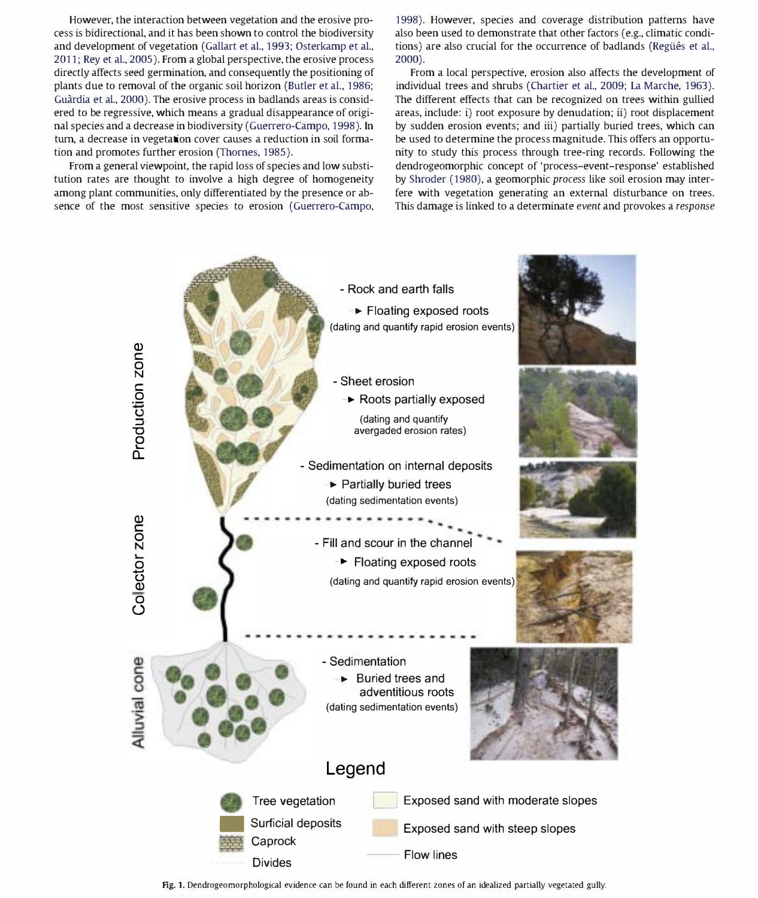However, the interaction between vegetation and the erosive process is bidirectional, and it has been shown to control the biodiversity and development of vegetation (Gallart et al., 1993; Osterkamp et al., 2011; Rey et al., 2005). From a global perspective, the erosive process directly affects seed germination, and consequently the positioning of plants due to removal of the organic soil horizon (Butler et al., 1986; Guàrdia et al., 2000). The erosive process in badlands areas is considered to be regressive, which means a gradual disappearance of original species and a decrease in biodiversity (Guerrero-Campo, 1998). In turn, a decrease in vegetation cover causes a reduction in soil formation and promotes further erosion (Thornes, 1985).

From a general viewpoint, the rapid loss of species and low substitution rates are thought to involve a high degree of homogeneity among plant communities, only differentiated by the presence or absence of the most sensitive species to erosion (Guerrero-Campo, 1998). However, species and coverage distribution patterns have also been used to demonstrate that other factors (e.g., climatic conditions) are also crucial for the occurrence of badlands (Regüés et al., 2000).

From a local perspective, erosion also affects the development of individual trees and shrubs (Chartier et al., 2009; La Marche, 1963). The different effects that can be recognized on trees within gullied areas, include: i) root exposure by denudation; ii) root displacement by sudden erosion events; and iii) partially buried trees, which can be used to determine the process magnitude. This offers an opportunity to study this process through tree-ring records. Following the dendrogeomorphic concept of 'process–event–response' established by Shroder (1980), a geomorphic *process* like soil erosion may interfere with vegetation generating an external disturbance on trees. This damage is linked to a determinate *event* and provokes a *response*

Fig. 1. Dendrogeomorphological evidence can be found in each different zones of an idealized partially vegetated gully.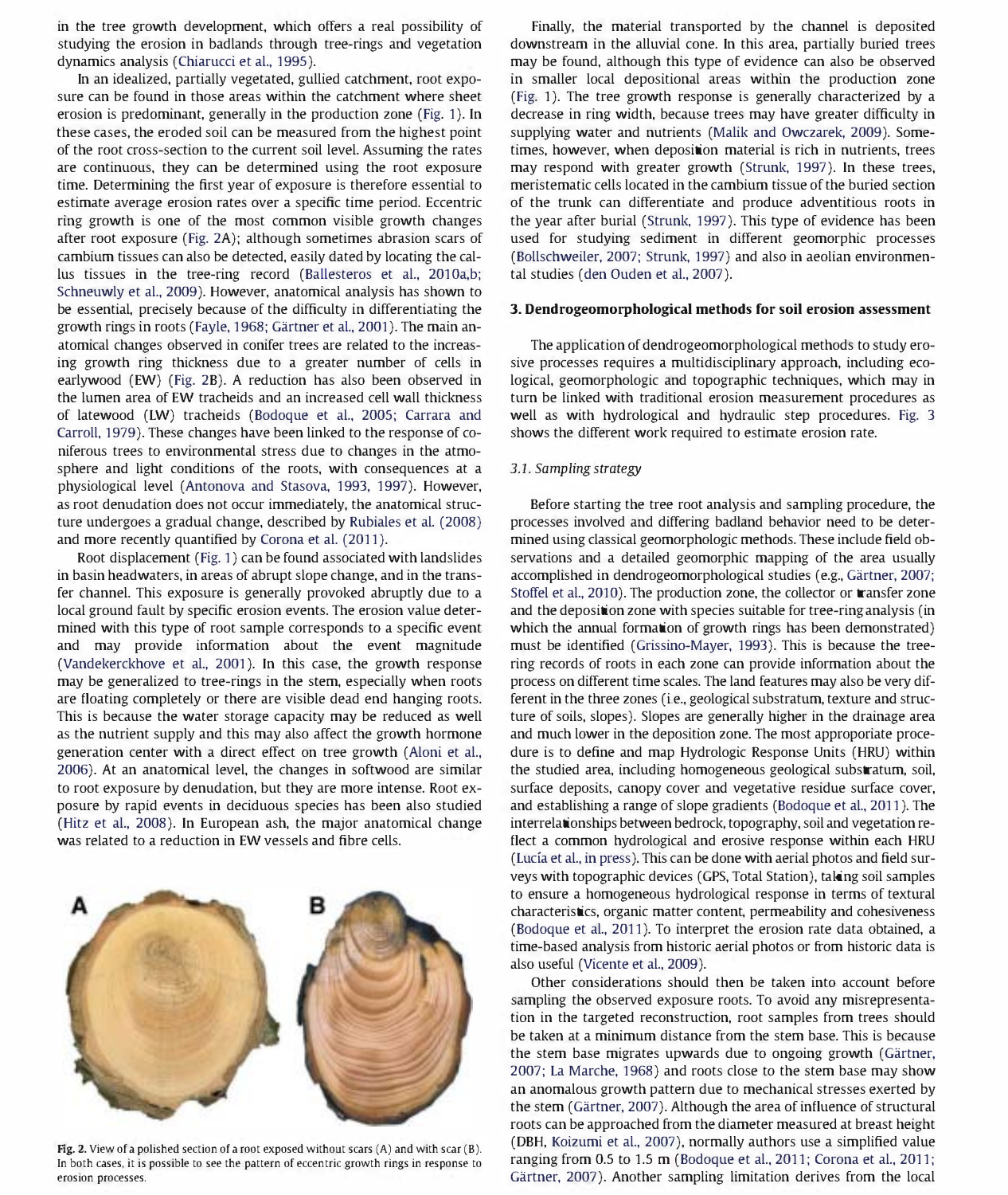in the tree growth development, which offers a real possibility of studying the erosion in badlands through tree-rings and vegetation dynamics analysis (Chiarucci et al., 1995).

In an idealized, partially vegetated, gullied catchment, root exposure can be found in those areas within the catchment where sheet erosion is predominant, generally in the production zone (Fig. 1). In these cases, the eroded soil can be measured from the highest point of the root cross-section to the current soil level. Assuming the rates are continuous, they can be determined using the root exposure time. Determining the first year of exposure is therefore essential to estimate average erosion rates over a specific time period. Eccentric ring growth is one of the most common visible growth changes after root exposure (Fig. 2A); although sometimes abrasion scars of cambium tissues can also be detected, easily dated by locating the callus tissues in the tree-ring record (Ballesteros et al., 2010a,b; Schneuwly et al., 2009). However, anatomical analysis has shown to be essential, precisely because of the difficulty in differentiating the growth rings in roots (Fayle, 1968; Gärtner et al., 2001). The main anatomical changes observed in conifer trees are related to the increasing growth ring thickness due to a greater number of cells in earlywood (EW) (Fig. 2B). A reduction has also been observed in the lumen area of EW tracheids and an increased cell wall thickness of latewood (LW) tracheids (Bodoque et al., 2005; Carrara and Carroll, 1979). These changes have been linked to the response of coniferous trees to environmental stress due to changes in the atmosphere and light conditions of the roots, with consequences at a physiological level (Antonova and Stasova, 1993, 1997). However, as root denudation does not occur immediately, the anatomical structure undergoes a gradual change, described by Rubiales et al. (2008) and more recently quantified by Corona et al. (2011).

Root displacement (Fig. 1) can be found associated with landslides in basin headwaters, in areas of abrupt slope change, and in the transfer channel. This exposure is generally provoked abruptly due to a local ground fault by specific erosion events. The erosion value determined with this type of root sample corresponds to a specific event and may provide information about the event magnitude (Vandekerckhove et al., 2001). In this case, the growth response may be generalized to tree-rings in the stem, especially when roots are floating completely or there are visible dead end hanging roots. This is because the water storage capacity may be reduced as well as the nutrient supply and this may also affect the growth hormone generation center with a direct effect on tree growth (Aloni et al., 2006). At an anatomical level, the changes in softwood are similar to root exposure by denudation, but they are more intense. Root exposure by rapid events in deciduous species has been also studied (Hitz et al., 2008). In European ash, the major anatomical change was related to a reduction in EW vessels and fibre cells.

**Fig. 2.** View of a polished section of a root exposed without scars (A) and with scar (B). In both cases, it is possible to see the pattern of eccentric growth rings in response to erosion processes.

Finally, the material transported by the channel is deposited downstream in the alluvial cone. In this area, partially buried trees may be found, although this type of evidence can also be observed in smaller local depositional areas within the production zone (Fig. 1). The tree growth response is generally characterized by a decrease in ring width, because trees may have greater difficulty in supplying water and nutrients (Malik and Owczarek, 2009). Sometimes, however, when deposition material is rich in nutrients, trees may respond with greater growth (Strunk, 1997). In these trees, meristematic cells located in the cambium tissue of the buried section of the trunk can differentiate and produce adventitious roots in the year after burial (Strunk, 1997). This type of evidence has been used for studying sediment in different geomorphic processes (Bollschweiler, 2007; Strunk, 1997) and also in aeolian environmental studies (den Ouden et al., 2007).

## 3. Dendrogeomorphological methods for soil erosion assessment

The application of dendrogeomorphological methods to study erosive processes requires a multidisciplinary approach, including ecological, geomorphologic and topographic techniques, which may in turn be linked with traditional erosion measurement procedures as well as with hydrological and hydraulic step procedures. Fig. 3 shows the different work required to estimate erosion rate.

### *3.1. Sampling strategy*

Before starting the tree root analysis and sampling procedure, the processes involved and differing badland behavior need to be determined using classical geomorphologic methods. These include field observations and a detailed geomorphic mapping of the area usually accomplished in dendrogeomorphological studies (e.g., Gärtner, 2007; Stoffel et al., 2010). The production zone, the collector or transfer zone and the deposition zone with species suitable for tree-ring analysis (in which the annual formation of growth rings has been demonstrated) must be identified (Grissino-Mayer, 1993). This is because the tree-ring records of roots in each zone can provide information about the process on different time scales. The land features may also be very different in the three zones (i.e., geological substratum, texture and structure of soils, slopes). Slopes are generally higher in the drainage area and much lower in the deposition zone. The most approporiate procedure is to define and map Hydrologic Response Units (HRU) within the studied area, including homogeneous geological substratum, soil, surface deposits, canopy cover and vegetative residue surface cover, and establishing a range of slope gradients (Bodoque et al., 2011). The interrelationships between bedrock, topography, soil and vegetation reflect a common hydrological and erosive response within each HRU (Lucía et al., in press). This can be done with aerial photos and field surveys with topographic devices (GPS, Total Station), taking soil samples to ensure a homogeneous hydrological response in terms of textural characteristics, organic matter content, permeability and cohesiveness (Bodoque et al., 2011). To interpret the erosion rate data obtained, a time-based analysis from historic aerial photos or from historic data is also useful (Vicente et al., 2009).

Other considerations should then be taken into account before sampling the observed exposure roots. To avoid any misrepresentation in the targeted reconstruction, root samples from trees should be taken at a minimum distance from the stem base. This is because the stem base migrates upwards due to ongoing growth (Gärtner, 2007; La Marche, 1968) and roots close to the stem base may show an anomalous growth pattern due to mechanical stresses exerted by the stem (Gärtner, 2007). Although the area of influence of structural roots can be approached from the diameter measured at breast height (DBH, Koizumi et al., 2007), normally authors use a simplified value ranging from 0.5 to 1.5 m (Bodoque et al., 2011; Corona et al., 2011; Gärtner, 2007). Another sampling limitation derives from the local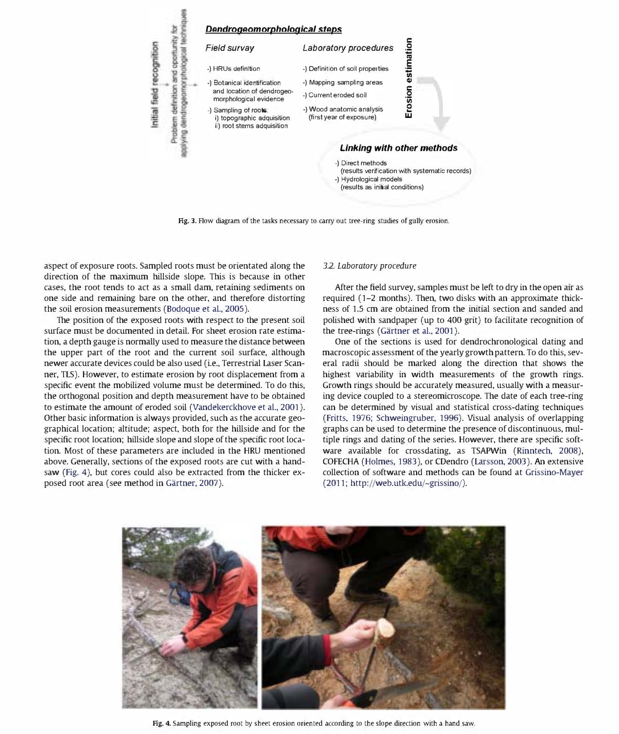Fig. 3. Flow diagram of the tasks necessary to carry out tree-ring studies of gully erosion.

aspect of exposure roots. Sampled roots must be orientated along the direction of the maximum hillside slope. This is because in other cases, the root tends to act as a small dam, retaining sediments on one side and remaining bare on the other, and therefore distorting the soil erosion measurements (Bodoque et al., 2005).

The position of the exposed roots with respect to the present soil surface must be documented in detail. For sheet erosion rate estimation, a depth gauge is normally used to measure the distance between the upper part of the root and the current soil surface, although newer accurate devices could be also used (i.e., Terrestrial Laser Scanner, TLS). However, to estimate erosion by root displacement from a specific event the mobilized volume must be determined. To do this, the orthogonal position and depth measurement have to be obtained to estimate the amount of eroded soil (Vandekerckhove et al., 2001). Other basic information is always provided, such as the accurate geographical location; altitude; aspect, both for the hillside and for the specific root location; hillside slope and slope of the specific root location. Most of these parameters are included in the HRU mentioned above. Generally, sections of the exposed roots are cut with a handsaw (Fig. 4), but cores could also be extracted from the thicker exposed root area (see method in Gärtner, 2007).

### 3.2. Laboratory procedure

After the field survey, samples must be left to dry in the open air as required (1–2 months). Then, two disks with an approximate thickness of 1.5 cm are obtained from the initial section and sanded and polished with sandpaper (up to 400 grit) to facilitate recognition of the tree-rings (Gärtner et al., 2001).

One of the sections is used for dendrochronological dating and macroscopic assessment of the yearly growth pattern. To do this, several radii should be marked along the direction that shows the highest variability in width measurements of the growth rings. Growth rings should be accurately measured, usually with a measuring device coupled to a stereomicroscope. The date of each tree-ring can be determined by visual and statistical cross-dating techniques (Fritts, 1976; Schweingruber, 1996). Visual analysis of overlapping graphs can be used to determine the presence of discontinuous, multiple rings and dating of the series. However, there are specific software available for crossdating, as TSAPWin (Rinntech, 2008), COFECHA (Holmes, 1983), or CDendro (Larsson, 2003). An extensive collection of software and methods can be found at Grissino-Mayer (2011; http://web.utk.edu/~grissino/).

Fig. 4. Sampling exposed root by sheet erosion oriented according to the slope direction with a hand saw.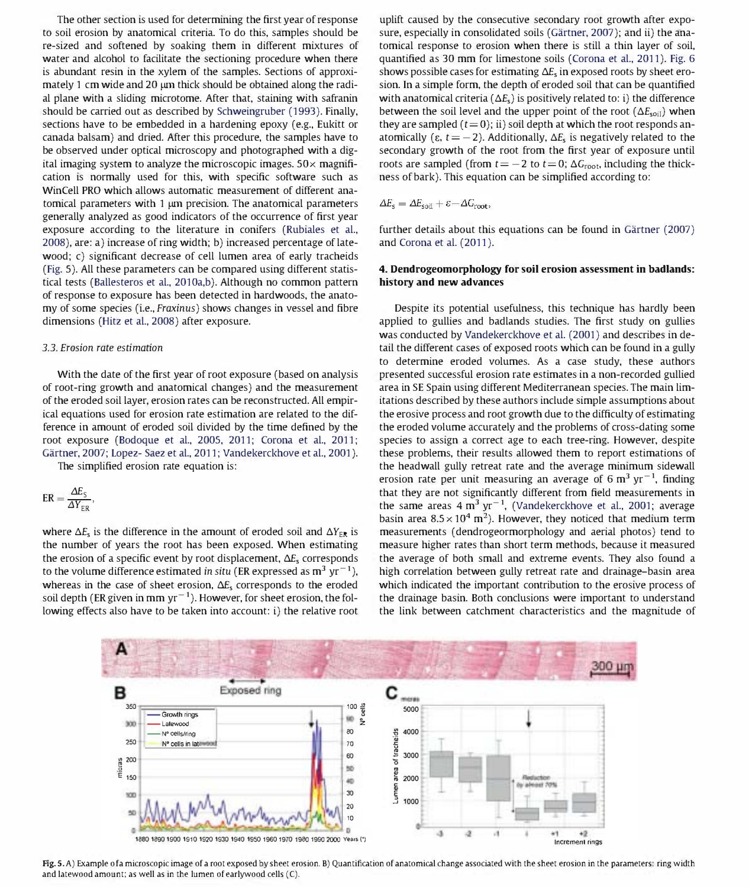The other section is used for determining the first year of response to soil erosion by anatomical criteria. To do this, samples should be re-sized and softened by soaking them in different mixtures of water and alcohol to facilitate the sectioning procedure when there is abundant resin in the xylem of the samples. Sections of approximately 1 cm wide and 20 μm thick should be obtained along the radial plane with a sliding microtome. After that, staining with safranin should be carried out as described by Schweingruber (1993). Finally, sections have to be embedded in a hardening epoxy (e.g., Eukitt or canada balsam) and dried. After this procedure, the samples have to be observed under optical microscopy and photographed with a digital imaging system to analyze the microscopic images. 50× magnification is normally used for this, with specific software such as WinCell PRO which allows automatic measurement of different anatomical parameters with 1 μm precision. The anatomical parameters generally analyzed as good indicators of the occurrence of first year exposure according to the literature in conifers (Rubiales et al., 2008), are: a) increase of ring width; b) increased percentage of latewood; c) significant decrease of cell lumen area of early tracheids (Fig. 5). All these parameters can be compared using different statistical tests (Ballesteros et al., 2010a,b). Although no common pattern of response to exposure has been detected in hardwoods, the anatomy of some species (i.e., *Fraxinus*) shows changes in vessel and fibre dimensions (Hitz et al., 2008) after exposure.

### 3.3. Erosion rate estimation

With the date of the first year of root exposure (based on analysis of root-ring growth and anatomical changes) and the measurement of the eroded soil layer, erosion rates can be reconstructed. All empirical equations used for erosion rate estimation are related to the difference in amount of eroded soil divided by the time defined by the root exposure (Bodoque et al., 2005, 2011; Corona et al., 2011; Gärtner, 2007; Lopez- Saez et al., 2011; Vandekerckhove et al., 2001).

The simplified erosion rate equation is:

$$\mathrm{ER} = \frac{\Delta E_S}{\Delta Y_{ER}},$$

where $\Delta E_s$ is the difference in the amount of eroded soil and $\Delta Y_{ER}$ is the number of years the root has been exposed. When estimating the erosion of a specific event by root displacement, $\Delta E_s$ corresponds to the volume difference estimated *in situ* (ER expressed as $m^3\ yr^{-1}$), whereas in the case of sheet erosion, $\Delta E_s$ corresponds to the eroded soil depth (ER given in $mm\ yr^{-1}$). However, for sheet erosion, the following effects also have to be taken into account: i) the relative root uplift caused by the consecutive secondary root growth after exposure, especially in consolidated soils (Gärtner, 2007); and ii) the anatomical response to erosion when there is still a thin layer of soil, quantified as 30 mm for limestone soils (Corona et al., 2011). Fig. 6 shows possible cases for estimating $\Delta E_s$ in exposed roots by sheet erosion. In a simple form, the depth of eroded soil that can be quantified with anatomical criteria ($\Delta E_s$) is positively related to: i) the difference between the soil level and the upper point of the root ($\Delta E_{soil}$) when they are sampled ($t = 0$); ii) soil depth at which the root responds anatomically ($\varepsilon$, $t = -2$). Additionally, $\Delta E_s$ is negatively related to the secondary growth of the root from the first year of exposure until roots are sampled (from $t = -2$ to $t = 0$; $\Delta G_{root}$, including the thickness of bark). This equation can be simplified according to:

$$\Delta E_s = \Delta E_{soil} + \varepsilon - \Delta G_{root},$$

further details about this equations can be found in Gärtner (2007) and Corona et al. (2011).

## 4. Dendrogeomorphology for soil erosion assessment in badlands: history and new advances

Despite its potential usefulness, this technique has hardly been applied to gullies and badlands studies. The first study on gullies was conducted by Vandekerckhove et al. (2001) and describes in detail the different cases of exposed roots which can be found in a gully to determine eroded volumes. As a case study, these authors presented successful erosion rate estimates in a non-recorded gullied area in SE Spain using different Mediterranean species. The main limitations described by these authors include simple assumptions about the erosive process and root growth due to the difficulty of estimating the eroded volume accurately and the problems of cross-dating some species to assign a correct age to each tree-ring. However, despite these problems, their results allowed them to report estimations of the headwall gully retreat rate and the average minimum sidewall erosion rate per unit measuring an average of $6\ m^3\ yr^{-1}$, finding that they are not significantly different from field measurements in the same areas $4\ m^3\ yr^{-1}$, (Vandekerckhove et al., 2001; average basin area $8.5 \times 10^4\ m^2$). However, they noticed that medium term measurements (dendrogeomorphology and aerial photos) tend to measure higher rates than short term methods, because it measured the average of both small and extreme events. They also found a high correlation between gully retreat rate and drainage-basin area which indicated the important contribution to the erosive process of the drainage basin. Both conclusions were important to understand the link between catchment characteristics and the magnitude of

Fig. 5. A) Example of a microscopic image of a root exposed by sheet erosion. B) Quantification of anatomical change associated with the sheet erosion in the parameters: ring width and latewood amount; as well as in the lumen of earlywood cells (C).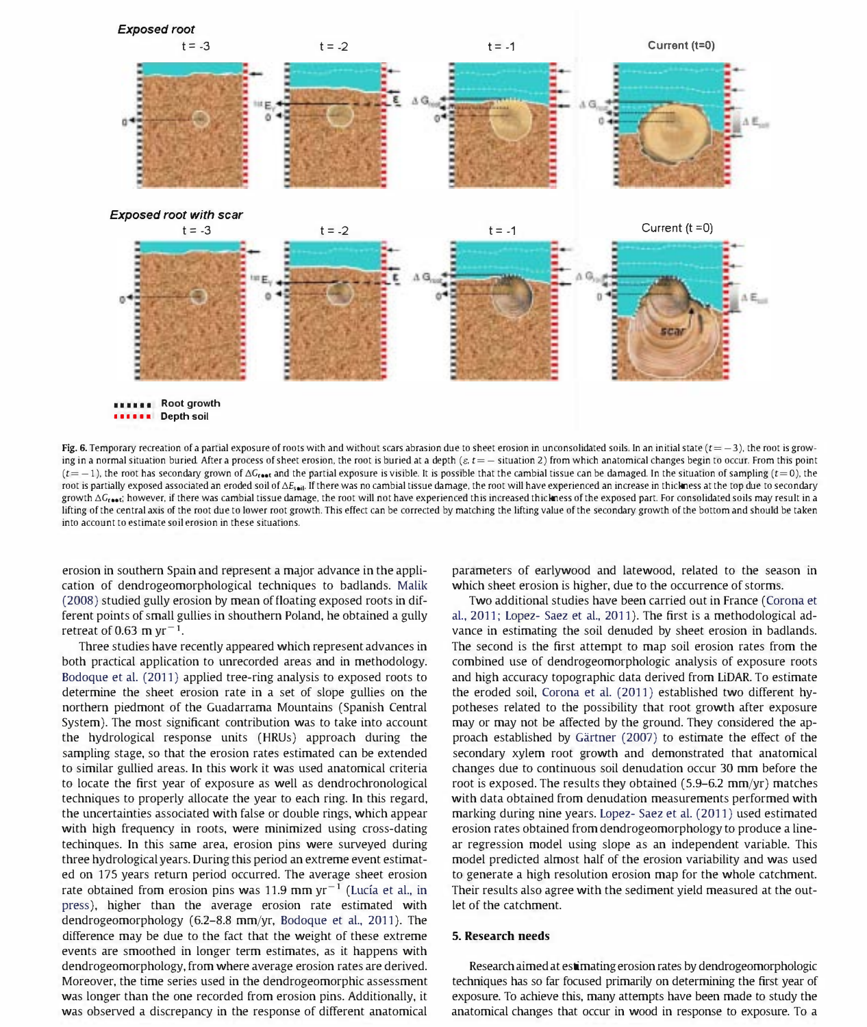Fig. 6. Temporary recreation of a partial exposure of roots with and without scars abrasion due to sheet erosion in unconsolidated soils. In an initial state ($t = -3$), the root is growing in a normal situation buried. After a process of sheet erosion, the root is buried at a depth ($\varepsilon$, $t = -$ situation 2) from which anatomical changes begin to occur. From this point ($t = -1$), the root has secondary grown of $\Delta G_{root}$ and the partial exposure is visible. It is possible that the cambial tissue can be damaged. In the situation of sampling ($t = 0$), the root is partially exposed associated an eroded soil of $\Delta E_{soil}$. If there was no cambial tissue damage, the root will have experienced an increase in thickness at the top due to secondary growth $\Delta G_{root}$; however, if there was cambial tissue damage, the root will not have experienced this increased thickness of the exposed part. For consolidated soils may result in a lifting of the central axis of the root due to lower root growth. This effect can be corrected by matching the lifting value of the secondary growth of the bottom and should be taken into account to estimate soil erosion in these situations.

erosion in southern Spain and represent a major advance in the application of dendrogeomorphological techniques to badlands. Malik (2008) studied gully erosion by mean of floating exposed roots in different points of small gullies in shouthern Poland, he obtained a gully retreat of 0.63 m yr$^{-1}$.

Three studies have recently appeared which represent advances in both practical application to unrecorded areas and in methodology. Bodoque et al. (2011) applied tree-ring analysis to exposed roots to determine the sheet erosion rate in a set of slope gullies on the northern piedmont of the Guadarrama Mountains (Spanish Central System). The most significant contribution was to take into account the hydrological response units (HRUs) approach during the sampling stage, so that the erosion rates estimated can be extended to similar gullied areas. In this work it was used anatomical criteria to locate the first year of exposure as well as dendrochronological techniques to properly allocate the year to each ring. In this regard, the uncertainties associated with false or double rings, which appear with high frequency in roots, were minimized using cross-dating techinques. In this same area, erosion pins were surveyed during three hydrological years. During this period an extreme event estimated on 175 years return period occurred. The average sheet erosion rate obtained from erosion pins was 11.9 mm yr$^{-1}$ (Lucía et al., in press), higher than the average erosion rate estimated with dendrogeomorphology (6.2–8.8 mm/yr, Bodoque et al., 2011). The difference may be due to the fact that the weight of these extreme events are smoothed in longer term estimates, as it happens with dendrogeomorphology, from where average erosion rates are derived. Moreover, the time series used in the dendrogeomorphic assessment was longer than the one recorded from erosion pins. Additionally, it was observed a discrepancy in the response of different anatomical parameters of earlywood and latewood, related to the season in which sheet erosion is higher, due to the occurrence of storms.

Two additional studies have been carried out in France (Corona et al., 2011; Lopez- Saez et al., 2011). The first is a methodological advance in estimating the soil denuded by sheet erosion in badlands. The second is the first attempt to map soil erosion rates from the combined use of dendrogeomorphologic analysis of exposure roots and high accuracy topographic data derived from LiDAR. To estimate the eroded soil, Corona et al. (2011) established two different hypotheses related to the possibility that root growth after exposure may or may not be affected by the ground. They considered the approach established by Gärtner (2007) to estimate the effect of the secondary xylem root growth and demonstrated that anatomical changes due to continuous soil denudation occur 30 mm before the root is exposed. The results they obtained (5.9–6.2 mm/yr) matches with data obtained from denudation measurements performed with marking during nine years. Lopez- Saez et al. (2011) used estimated erosion rates obtained from dendrogeomorphology to produce a linear regression model using slope as an independent variable. This model predicted almost half of the erosion variability and was used to generate a high resolution erosion map for the whole catchment. Their results also agree with the sediment yield measured at the outlet of the catchment.

## 5. Research needs

Research aimed at estimating erosion rates by dendrogeomorphologic techniques has so far focused primarily on determining the first year of exposure. To achieve this, many attempts have been made to study the anatomical changes that occur in wood in response to exposure. To a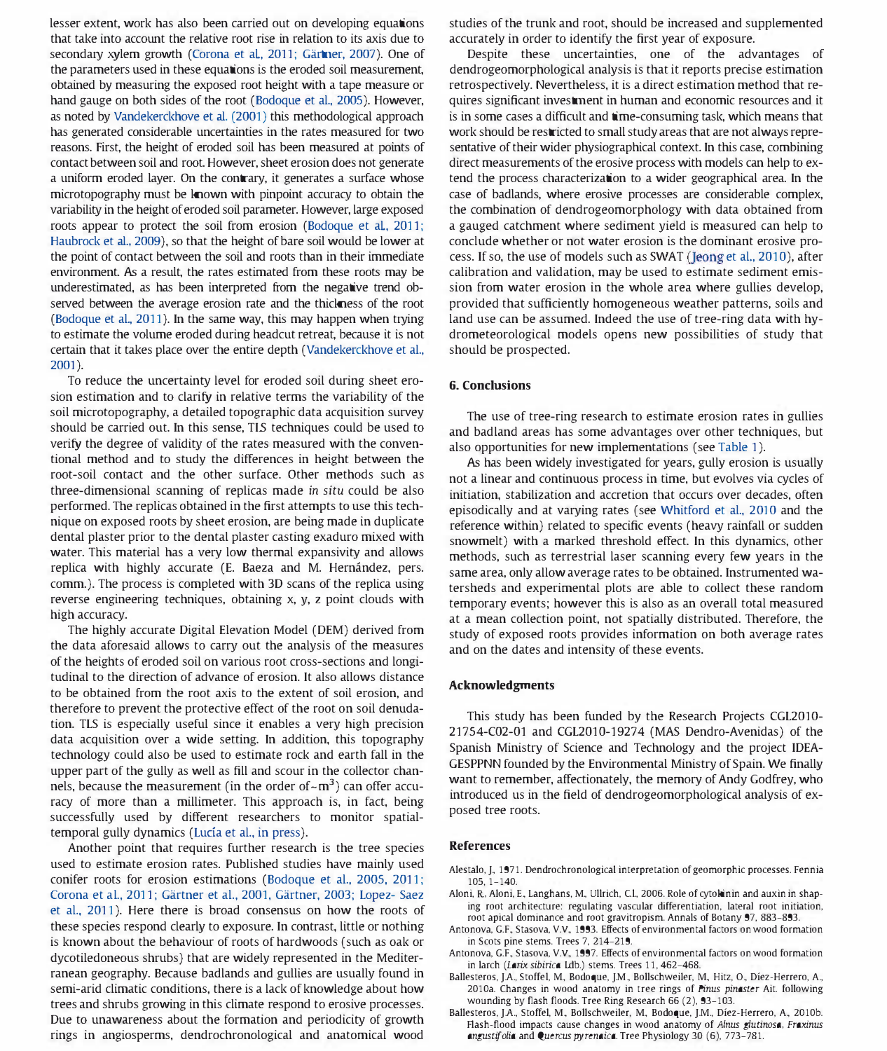lesser extent, work has also been carried out on developing equations that take into account the relative root rise in relation to its axis due to secondary xylem growth (Corona et al., 2011; Gärtner, 2007). One of the parameters used in these equations is the eroded soil measurement, obtained by measuring the exposed root height with a tape measure or hand gauge on both sides of the root (Bodoque et al., 2005). However, as noted by Vandekerckhove et al. (2001) this methodological approach has generated considerable uncertainties in the rates measured for two reasons. First, the height of eroded soil has been measured at points of contact between soil and root. However, sheet erosion does not generate a uniform eroded layer. On the contrary, it generates a surface whose microtopography must be known with pinpoint accuracy to obtain the variability in the height of eroded soil parameter. However, large exposed roots appear to protect the soil from erosion (Bodoque et al., 2011; Haubrock et al., 2009), so that the height of bare soil would be lower at the point of contact between the soil and roots than in their immediate environment. As a result, the rates estimated from these roots may be underestimated, as has been interpreted from the negative trend observed between the average erosion rate and the thickness of the root (Bodoque et al., 2011). In the same way, this may happen when trying to estimate the volume eroded during headcut retreat, because it is not certain that it takes place over the entire depth (Vandekerckhove et al., 2001).

To reduce the uncertainty level for eroded soil during sheet erosion estimation and to clarify in relative terms the variability of the soil microtopography, a detailed topographic data acquisition survey should be carried out. In this sense, TLS techniques could be used to verify the degree of validity of the rates measured with the conventional method and to study the differences in height between the root-soil contact and the other surface. Other methods such as three-dimensional scanning of replicas made *in situ* could be also performed. The replicas obtained in the first attempts to use this technique on exposed roots by sheet erosion, are being made in duplicate dental plaster prior to the dental plaster casting exaduro mixed with water. This material has a very low thermal expansivity and allows replica with highly accurate (E. Baeza and M. Hernández, pers. comm.). The process is completed with 3D scans of the replica using reverse engineering techniques, obtaining x, y, z point clouds with high accuracy.

The highly accurate Digital Elevation Model (DEM) derived from the data aforesaid allows to carry out the analysis of the measures of the heights of eroded soil on various root cross-sections and longitudinal to the direction of advance of erosion. It also allows distance to be obtained from the root axis to the extent of soil erosion, and therefore to prevent the protective effect of the root on soil denudation. TLS is especially useful since it enables a very high precision data acquisition over a wide setting. In addition, this topography technology could also be used to estimate rock and earth fall in the upper part of the gully as well as fill and scour in the collector channels, because the measurement (in the order of ~$m^3$) can offer accuracy of more than a millimeter. This approach is, in fact, being successfully used by different researchers to monitor spatial-temporal gully dynamics (Lucía et al., in press).

Another point that requires further research is the tree species used to estimate erosion rates. Published studies have mainly used conifer roots for erosion estimations (Bodoque et al., 2005, 2011; Corona et al., 2011; Gärtner et al., 2001, Gärtner, 2003; Lopez- Saez et al., 2011). Here there is broad consensus on how the roots of these species respond clearly to exposure. In contrast, little or nothing is known about the behaviour of roots of hardwoods (such as oak or dycotiledoneous shrubs) that are widely represented in the Mediterranean geography. Because badlands and gullies are usually found in semi-arid climatic conditions, there is a lack of knowledge about how trees and shrubs growing in this climate respond to erosive processes. Due to unawareness about the formation and periodicity of growth rings in angiosperms, dendrochronological and anatomical wood studies of the trunk and root, should be increased and supplemented accurately in order to identify the first year of exposure.

Despite these uncertainties, one of the advantages of dendrogeomorphological analysis is that it reports precise estimation retrospectively. Nevertheless, it is a direct estimation method that requires significant investment in human and economic resources and it is in some cases a difficult and time-consuming task, which means that work should be restricted to small study areas that are not always representative of their wider physiographical context. In this case, combining direct measurements of the erosive process with models can help to extend the process characterization to a wider geographical area. In the case of badlands, where erosive processes are considerable complex, the combination of dendrogeomorphology with data obtained from a gauged catchment where sediment yield is measured can help to conclude whether or not water erosion is the dominant erosive process. If so, the use of models such as SWAT (Jeong et al., 2010), after calibration and validation, may be used to estimate sediment emission from water erosion in the whole area where gullies develop, provided that sufficiently homogeneous weather patterns, soils and land use can be assumed. Indeed the use of tree-ring data with hydrometeorological models opens new possibilities of study that should be prospected.

## 6. Conclusions

The use of tree-ring research to estimate erosion rates in gullies and badland areas has some advantages over other techniques, but also opportunities for new implementations (see Table 1).

As has been widely investigated for years, gully erosion is usually not a linear and continuous process in time, but evolves via cycles of initiation, stabilization and accretion that occurs over decades, often episodically and at varying rates (see Whitford et al., 2010 and the reference within) related to specific events (heavy rainfall or sudden snowmelt) with a marked threshold effect. In this dynamics, other methods, such as terrestrial laser scanning every few years in the same area, only allow average rates to be obtained. Instrumented watersheds and experimental plots are able to collect these random temporary events; however this is also as an overall total measured at a mean collection point, not spatially distributed. Therefore, the study of exposed roots provides information on both average rates and on the dates and intensity of these events.

## Acknowledgments

This study has been funded by the Research Projects CGL2010-21754-C02-01 and CGL2010-19274 (MAS Dendro-Avenidas) of the Spanish Ministry of Science and Technology and the project IDEA-GESPPNN founded by the Environmental Ministry of Spain. We finally want to remember, affectionately, the memory of Andy Godfrey, who introduced us in the field of dendrogeomorphological analysis of exposed tree roots.

## References

Alestalo, J., 1971. Dendrochronological interpretation of geomorphic processes. Fennia 105, 1–140.

Aloni, R., Aloni, E., Langhans, M., Ullrich, C.I., 2006. Role of cytokinin and auxin in shaping root architecture: regulating vascular differentiation, lateral root initiation, root apical dominance and root gravitropism. Annals of Botany 97, 883–893.

Antonova, G.F., Stasova, V.V., 1993. Effects of environmental factors on wood formation in Scots pine stems. Trees 7, 214–219.

Antonova, G.F., Stasova, V.V., 1997. Effects of environmental factors on wood formation in larch (*Larix sibirica* Ldb.) stems. Trees 11, 462–468.

Ballesteros, J.A., Stoffel, M., Bodoque, J.M., Bollschweiler, M., Hitz, O., Díez-Herrero, A., 2010a. Changes in wood anatomy in tree rings of *Pinus pinaster* Ait. following wounding by flash floods. Tree Ring Research 66 (2), 93–103.

Ballesteros, J.A., Stoffel, M., Bollschweiler, M., Bodoque, J.M., Díez-Herrero, A., 2010b. Flash-flood impacts cause changes in wood anatomy of *Alnus glutinosa*, *Fraxinus angustifolia* and *Quercus pyrenaica*. Tree Physiology 30 (6), 773–781.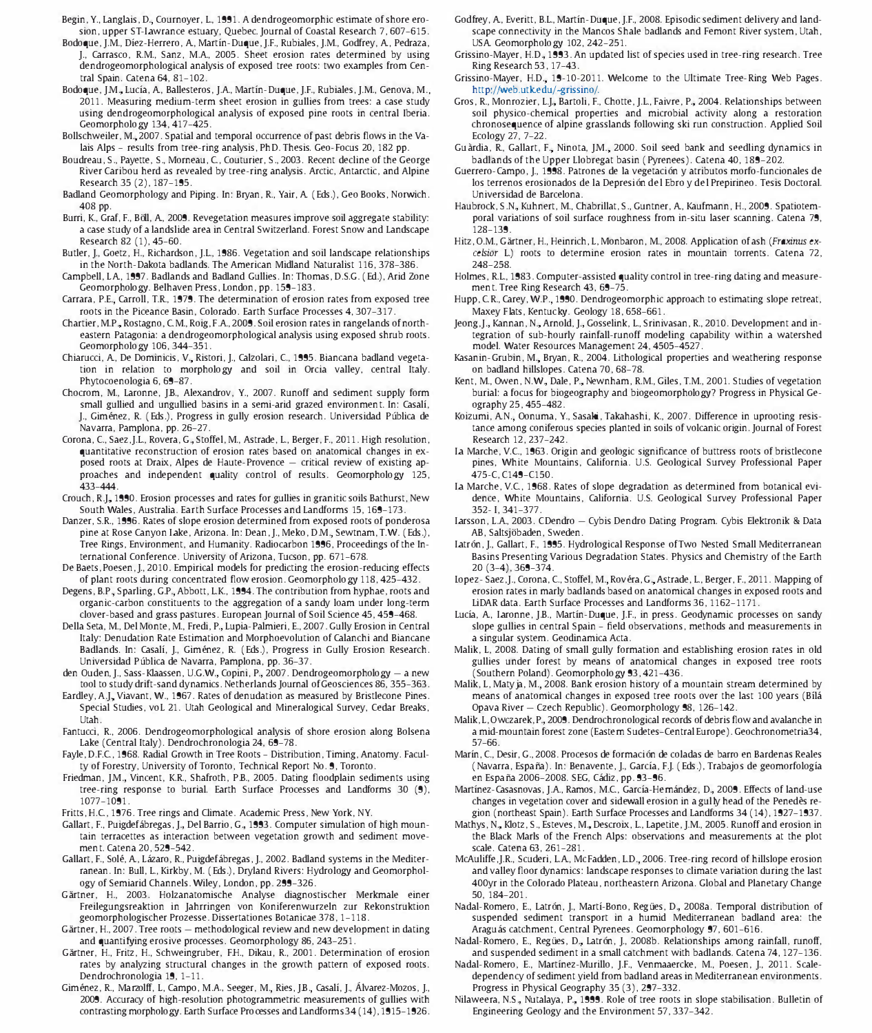Begin, Y., Langlais, D., Cournoyer, L., 1991. A dendrogeomorphic estimate of shore erosion, upper ST-Lawrance estuary, Quebec. Journal of Coastal Research 7, 607–615.

Bodoque, J.M., Díez-Herrero, A., Martín-Duque, J.F., Rubiales, J.M., Godfrey, A., Pedraza, J., Carrasco, R.M., Sanz, M.A., 2005. Sheet erosion rates determined by using dendrogeomorphological analysis of exposed tree roots: two examples from Central Spain. Catena 64, 81–102.

Bodoque, J.M., Lucía, A., Ballesteros, J.A., Martín-Duque, J.F., Rubiales, J.M., Genova, M., 2011. Measuring medium-term sheet erosion in gullies from trees: a case study using dendrogeomorphological analysis of exposed pine roots in central Iberia. Geomorphology 134, 417–425.

Bollschweiler, M., 2007. Spatial and temporal occurrence of past debris flows in the Valais Alps – results from tree-ring analysis, PhD. Thesis. Geo-Focus 20, 182 pp.

Boudreau, S., Payette, S., Morneau, C., Couturier, S., 2003. Recent decline of the George River Caribou herd as revealed by tree-ring analysis. Arctic, Antarctic, and Alpine Research 35 (2), 187–195.

Badland Geomorphology and Piping. In: Bryan, R., Yair, A. (Eds.), Geo Books, Norwich. 408 pp.

Burri, K., Graf, F., Böll, A., 2009. Revegetation measures improve soil aggregate stability: a case study of a landslide area in Central Switzerland. Forest Snow and Landscape Research 82 (1), 45–60.

Butler, J., Goetz, H., Richardson, J.L., 1986. Vegetation and soil landscape relationships in the North-Dakota badlands. The American Midland Naturalist 116, 378–386.

Campbell, I.A., 1997. Badlands and Badland Gullies. In: Thomas, D.S.G. (Ed.), Arid Zone Geomorphology. Belhaven Press, London, pp. 159–183.

Carrara, P.E., Carroll, T.R., 1979. The determination of erosion rates from exposed tree roots in the Piceance Basin, Colorado. Earth Surface Processes 4, 307–317.

Chartier, M.P., Rostagno, C.M., Roig, F.A., 2009. Soil erosion rates in rangelands of northeastern Patagonia: a dendrogeomorphological analysis using exposed shrub roots. Geomorphology 106, 344–351.

Chiarucci, A., De Dominicis, V., Ristori, J., Calzolari, C., 1995. Biancana badland vegetation in relation to morphology and soil in Orcia valley, central Italy. Phytocoenologia 6, 69–87.

Chocrom, M., Laronne, J.B., Alexandrov, Y., 2007. Runoff and sediment supply form small gullied and ungullied basins in a semi-arid grazed environment. In: Casalí, J., Giménez, R. (Eds.), Progress in gully erosion research. Universidad Pública de Navarra, Pamplona, pp. 26–27.

Corona, C., Saez, J.L., Rovera, G., Stoffel, M., Astrade, L., Berger, F., 2011. High resolution, quantitative reconstruction of erosion rates based on anatomical changes in exposed roots at Draix, Alpes de Haute-Provence — critical review of existing approaches and independent quality control of results. Geomorphology 125, 433–444.

Crouch, R.J., 1990. Erosion processes and rates for gullies in granitic soils Bathurst, New South Wales, Australia. Earth Surface Processes and Landforms 15, 169–173.

Danzer, S.R., 1996. Rates of slope erosion determined from exposed roots of ponderosa pine at Rose Canyon Lake, Arizona. In: Dean, J., Meko, D.M., Sewtnam, T.W. (Eds.), Tree Rings, Environment, and Humanity. Radiocarbon 1996, Proceedings of the International Conference. University of Arizona, Tucson, pp. 671–678.

De Baets, Poesen, J., 2010. Empirical models for predicting the erosion-reducing effects of plant roots during concentrated flow erosion. Geomorphology 118, 425–432.

Degens, B.P., Sparling, G.P., Abbott, L.K., 1994. The contribution from hyphae, roots and organic-carbon constituents to the aggregation of a sandy loam under long-term clover-based and grass pastures. European Journal of Soil Science 45, 459–468.

Della Seta, M., Del Monte, M., Fredi, P., Lupia-Palmieri, E., 2007. Gully Erosion in Central Italy: Denudation Rate Estimation and Morphoevolution of Calanchi and Biancane Badlands. In: Casalí, J., Giménez, R. (Eds.), Progress in Gully Erosion Research. Universidad Pública de Navarra, Pamplona, pp. 36–37.

den Ouden, J., Sass-Klaassen, U.G.W., Copini, P., 2007. Dendrogeomorphology — a new tool to study drift-sand dynamics. Netherlands Journal of Geosciences 86, 355–363.

Eardley, A.J., Viavant, W., 1967. Rates of denudation as measured by Bristlecone Pines. Special Studies, vol. 21. Utah Geological and Mineralogical Survey, Cedar Breaks, Utah.

Fantucci, R., 2006. Dendrogeomorphological analysis of shore erosion along Bolsena Lake (Central Italy). Dendrochronologia 24, 69–78.

Fayle, D.F.C., 1968. Radial Growth in Tree Roots – Distribution, Timing, Anatomy. Faculty of Forestry, University of Toronto, Technical Report No. 9, Toronto.

Friedman, J.M., Vincent, K.R., Shafroth, P.B., 2005. Dating floodplain sediments using tree-ring response to burial. Earth Surface Processes and Landforms 30 (9), 1077–1091.

Fritts, H.C., 1976. Tree rings and Climate. Academic Press, New York, NY.

Gallart, F., Puigdefábregas, J., Del Barrio, G., 1993. Computer simulation of high mountain terracettes as interaction between vegetation growth and sediment movement. Catena 20, 529–542.

Gallart, F., Solé, A., Lázaro, R., Puigdefábregas, J., 2002. Badland systems in the Mediterranean. In: Bull, L., Kirkby, M. (Eds.), Dryland Rivers: Hydrology and Geomorphology of Semiarid Channels. Wiley, London, pp. 299–326.

Gärtner, H., 2003. Holzanatomische Analyse diagnostischer Merkmale einer Freilegungsreaktion in Jahrringen von Koniferenwurzeln zur Rekonstruktion geomorphologischer Prozesse. Dissertationes Botanicae 378, 1–118.

Gärtner, H., 2007. Tree roots — methodological review and new development in dating and quantifying erosive processes. Geomorphology 86, 243–251.

Gärtner, H., Fritz, H., Schweingruber, F.H., Dikau, R., 2001. Determination of erosion rates by analyzing structural changes in the growth pattern of exposed roots. Dendrochronologia 19, 1–11.

Giménez, R., Marzolff, I., Campo, M.A., Seeger, M., Ries, J.B., Casalí, J., Álvarez-Mozos, J., 2009. Accuracy of high-resolution photogrammetric measurements of gullies with contrasting morphology. Earth Surface Processes and Landforms 34 (14), 1915–1926.

Godfrey, A., Everitt, B.L., Martín-Duque, J.F., 2008. Episodic sediment delivery and landscape connectivity in the Mancos Shale badlands and Femont River system, Utah, USA. Geomorphology 102, 242–251.

Grissino-Mayer, H.D., 1993. An updated list of species used in tree-ring research. Tree Ring Research 53, 17–43.

Grissino-Mayer, H.D., 19-10-2011. Welcome to the Ultimate Tree-Ring Web Pages. http://web.utk.edu/~grissino/.

Gros, R., Monrozier, L.J., Bartoli, F., Chotte, J.L., Faivre, P., 2004. Relationships between soil physico-chemical properties and microbial activity along a restoration chronosequence of alpine grasslands following ski run construction. Applied Soil Ecology 27, 7–22.

Guàrdia, R., Gallart, F., Ninota, J.M., 2000. Soil seed bank and seedling dynamics in badlands of the Upper Llobregat basin (Pyrenees). Catena 40, 189–202.

Guerrero-Campo, J., 1998. Patrones de la vegetación y atributos morfo-funcionales de los terrenos erosionados de la Depresión del Ebro y del Prepirineo. Tesis Doctoral. Universidad de Barcelona.

Haubrock, S.N., Kuhnert, M., Chabrillat, S., Guntner, A., Kaufmann, H., 2009. Spatiotemporal variations of soil surface roughness from in-situ laser scanning. Catena 79, 128–139.

Hitz, O.M., Gärtner, H., Heinrich, I., Monbaron, M., 2008. Application of ash (*Fraxinus excelsior* L.) roots to determine erosion rates in mountain torrents. Catena 72, 248–258.

Holmes, R.L., 1983. Computer-assisted quality control in tree-ring dating and measurement. Tree Ring Research 43, 69–75.

Hupp, C.R., Carey, W.P., 1990. Dendrogeomorphic approach to estimating slope retreat, Maxey Flats, Kentucky. Geology 18, 658–661.

Jeong, J., Kannan, N., Arnold, J., Gosselink, L., Srinivasan, R., 2010. Development and integration of sub-hourly rainfall-runoff modeling capability within a watershed model. Water Resources Management 24, 4505–4527.

Kasanin-Grubin, M., Bryan, R., 2004. Lithological properties and weathering response on badland hillslopes. Catena 70, 68–78.

Kent, M., Owen, N.W., Dale, P., Newnham, R.M., Giles, T.M., 2001. Studies of vegetation burial: a focus for biogeography and biogeomorphology? Progress in Physical Geography 25, 455–482.

Koizumi, A.N., Oonuma, Y., Sasaki, Takahashi, K., 2007. Difference in uprooting resistance among coniferous species planted in soils of volcanic origin. Journal of Forest Research 12, 237–242.

La Marche, V.C., 1963. Origin and geologic significance of buttress roots of bristlecone pines, White Mountains, California. U.S. Geological Survey Professional Paper 475-C, C149–C150.

La Marche, V.C., 1968. Rates of slope degradation as determined from botanical evidence, White Mountains, California. U.S. Geological Survey Professional Paper 352- I, 341–377.

Larsson, L.A., 2003. CDendro — Cybis Dendro Dating Program. Cybis Elektronik & Data AB, Saltsjöbaden, Sweden.

Latrón, J., Gallart, F., 1995. Hydrological Response of Two Nested Small Mediterranean Basins Presenting Various Degradation States. Physics and Chemistry of the Earth 20 (3–4), 369–374.

Lopez-Saez, J., Corona, C., Stoffel, M., Rovéra, G., Astrade, L., Berger, F., 2011. Mapping of erosion rates in marly badlands based on anatomical changes in exposed roots and LiDAR data. Earth Surface Processes and Landforms 36, 1162–1171.

Lucía, A., Laronne, J.B., Martín-Duque, J.F., in press. Geodynamic processes on sandy slope gullies in central Spain – field observations, methods and measurements in a singular system. Geodinamica Acta.

Malik, I., 2008. Dating of small gully formation and establishing erosion rates in old gullies under forest by means of anatomical changes in exposed tree roots (Southern Poland). Geomorphology 93, 421–436.

Malik, I., Matyja, M., 2008. Bank erosion history of a mountain stream determined by means of anatomical changes in exposed tree roots over the last 100 years (Bílá Opava River — Czech Republic). Geomorphology 98, 126–142.

Malik, I., Owczarek, P., 2009. Dendrochronological records of debris flow and avalanche in a mid-mountain forest zone (Eastern Sudetes–Central Europe). Geochronometria34, 57–66.

Marín, C., Desir, G., 2008. Procesos de formación de coladas de barro en Bardenas Reales (Navarra, España). In: Benavente, J., García, F.J. (Eds.), Trabajos de geomorfología en España 2006–2008. SEG, Cádiz, pp. 93–96.

Martínez-Casasnovas, J.A., Ramos, M.C., García-Hernández, D., 2009. Effects of land-use changes in vegetation cover and sidewall erosion in a gully head of the Penedès region (northeast Spain). Earth Surface Processes and Landforms 34 (14), 1927–1937.

Mathys, N., Klotz, S., Esteves, M., Descroix, L., Lapetite, J.M., 2005. Runoff and erosion in the Black Marls of the French Alps: observations and measurements at the plot scale. Catena 63, 261–281.

McAuliffe, J.R., Scuderi, L.A., McFadden, L.D., 2006. Tree-ring record of hillslope erosion and valley floor dynamics: landscape responses to climate variation during the last 400yr in the Colorado Plateau, northeastern Arizona. Global and Planetary Change 50, 184–201.

Nadal-Romero, E., Latrón, J., Martí-Bono, Regüés, D., 2008a. Temporal distribution of suspended sediment transport in a humid Mediterranean badland area: the Araguás catchment, Central Pyrenees. Geomorphology 97, 601–616.

Nadal-Romero, E., Regües, D., Latrón, J., 2008b. Relationships among rainfall, runoff, and suspended sediment in a small catchment with badlands. Catena 74, 127–136.

Nadal-Romero, E., Martínez-Murillo, J.F., Venmaaercke, M., Poesen, J., 2011. Scale-dependency of sediment yield from badland areas in Mediterranean environments. Progress in Physical Geography 35 (3), 297–332.

Nilaweera, N.S., Nutalaya, P., 1999. Role of tree roots in slope stabilisation. Bulletin of Engineering Geology and the Environment 57, 337–342.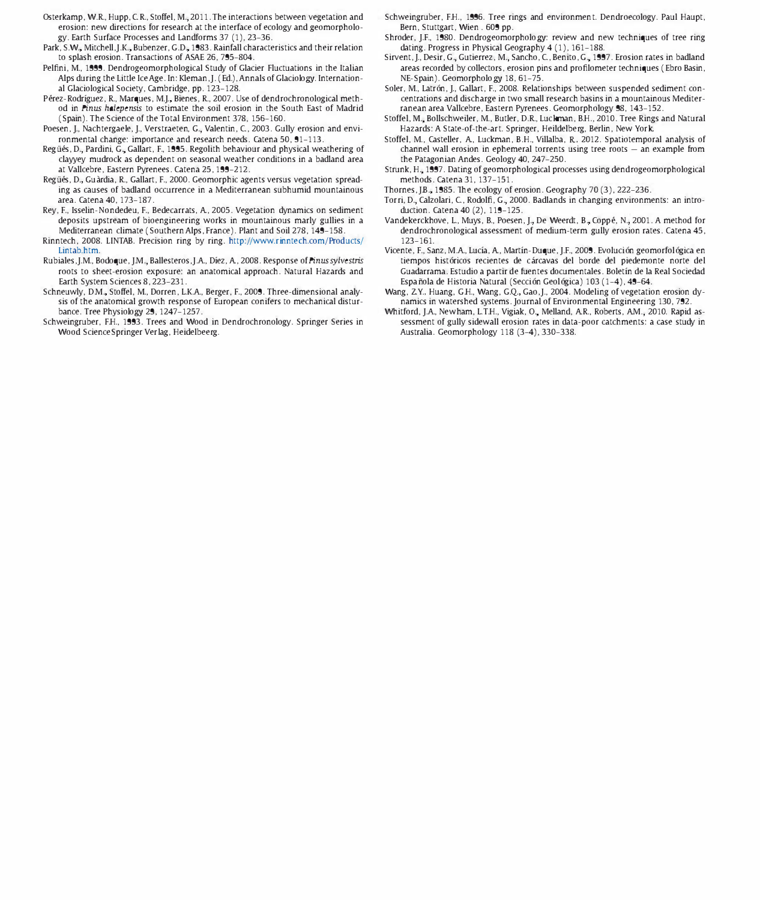Osterkamp, W.R., Hupp, C.R., Stoffel, M., 2011. The interactions between vegetation and erosion: new directions for research at the interface of ecology and geomorphology. Earth Surface Processes and Landforms 37 (1), 23–36.

Park, S.W., Mitchell, J.K., Bubenzer, G.D., 1983. Rainfall characteristics and their relation to splash erosion. Transactions of ASAE 26, 795–804.

Pelfini, M., 1999. Dendrogeomorphological Study of Glacier Fluctuations in the Italian Alps during the Little Ice Age. In: Kleman, J. (Ed.), Annals of Glaciology. International Glaciological Society, Cambridge, pp. 123–128.

Pérez-Rodríguez, R., Marques, M.J., Bienes, R., 2007. Use of dendrochronological method in *Pinus halepensis* to estimate the soil erosion in the South East of Madrid (Spain). The Science of the Total Environment 378, 156–160.

Poesen, J., Nachtergaele, J., Verstraeten, G., Valentin, C., 2003. Gully erosion and environmental change: importance and research needs. Catena 50, 91–113.

Regüés, D., Pardini, G., Gallart, F., 1995. Regolith behaviour and physical weathering of clayyey mudrock as dependent on seasonal weather conditions in a badland area at Vallcebre, Eastern Pyrenees. Catena 25, 199–212.

Regüés, D., Guàrdia, R., Gallart, F., 2000. Geomorphic agents versus vegetation spreading as causes of badland occurrence in a Mediterranean subhumid mountainous area. Catena 40, 173–187.

Rey, F., Isselin-Nondedeu, F., Bedecarrats, A., 2005. Vegetation dynamics on sediment deposits upstream of bioengineering works in mountainous marly gullies in a Mediterranean climate (Southern Alps, France). Plant and Soil 278, 149–158.

Rinntech, 2008. LINTAB. Precision ring by ring. http://www.rinntech.com/Products/Lintab.htm.

Rubiales, J.M., Bodoque, J.M., Ballesteros, J.A., Díez, A., 2008. Response of *Pinus sylvestris* roots to sheet-erosion exposure: an anatomical approach. Natural Hazards and Earth System Sciences 8, 223–231.

Schneuwly, D.M., Stoffel, M., Dorren, L.K.A., Berger, F., 2009. Three-dimensional analysis of the anatomical growth response of European conifers to mechanical disturbance. Tree Physiology 29, 1247–1257.

Schweingruber, F.H., 1993. Trees and Wood in Dendrochronology. Springer Series in Wood Science Springer Verlag, Heidelbeerg.

Schweingruber, F.H., 1996. Tree rings and environment. Dendroecology. Paul Haupt, Bern, Stuttgart, Wien. 609 pp.

Shroder, J.F., 1980. Dendrogeomorphology: review and new techniques of tree ring dating. Progress in Physical Geography 4 (1), 161–188.

Sirvent, J., Desir, G., Gutierrez, M., Sancho, C., Benito, G., 1997. Erosion rates in badland areas recorded by collectors, erosion pins and profilometer techniques (Ebro Basin, NE-Spain). Geomorphology 18, 61–75.

Soler, M., Latrón, J., Gallart, F., 2008. Relationships between suspended sediment concentrations and discharge in two small research basins in a mountainous Mediterranean area Vallcebre, Eastern Pyrenees. Geomorphology 98, 143–152.

Stoffel, M., Bollschweiler, M., Butler, D.R., Luckman, B.H., 2010. Tree Rings and Natural Hazards: A State-of-the-art. Springer, Heildelberg, Berlin, New York.

Stoffel, M., Casteller, A., Luckman, B.H., Villalba, R., 2012. Spatiotemporal analysis of channel wall erosion in ephemeral torrents using tree roots — an example from the Patagonian Andes. Geology 40, 247–250.

Strunk, H., 1997. Dating of geomorphological processes using dendrogeomorphological methods. Catena 31, 137–151.

Thornes, J.B., 1985. The ecology of erosion. Geography 70 (3), 222–236.

Torri, D., Calzolari, C., Rodolfi, G., 2000. Badlands in changing environments: an introduction. Catena 40 (2), 119–125.

Vandekerckhove, L., Muys, B., Poesen, J., De Weerdt, B., Coppé, N., 2001. A method for dendrochronological assessment of medium-term gully erosion rates. Catena 45, 123–161.

Vicente, F., Sanz, M.A., Lucía, A., Martín-Duque, J.F., 2009. Evolución geomorfológica en tiempos históricos recientes de cárcavas del borde del piedemonte norte del Guadarrama. Estudio a partir de fuentes documentales. Boletín de la Real Sociedad Española de Historia Natural (Sección Geológica) 103 (1–4), 49–64.

Wang, Z.Y., Huang, G.H., Wang, G.Q., Gao, J., 2004. Modeling of vegetation erosion dynamics in watershed systems. Journal of Environmental Engineering 130, 792.

Whitford, J.A., Newham, L.T.H., Vigiak, O., Melland, A.R., Roberts, A.M., 2010. Rapid assessment of gully sidewall erosion rates in data-poor catchments: a case study in Australia. Geomorphology 118 (3–4), 330–338.